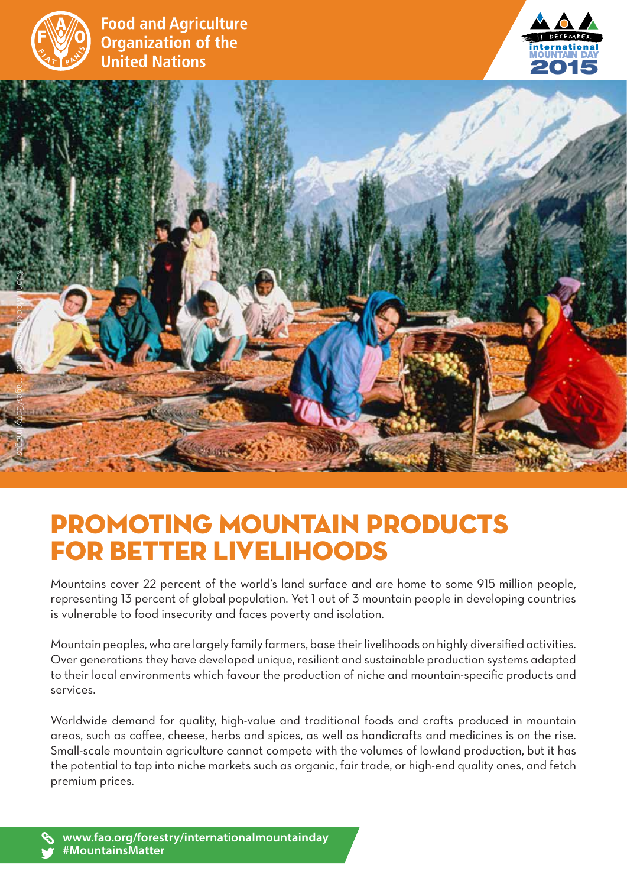Food and Agriculture Organization of the United Nations

11 December
international MOUNTAIN DAY
2015

©John Mock/Lonely Planet Images/Getty Images

# PROMOTING MOUNTAIN PRODUCTS FOR BETTER LIVELIHOODS

Mountains cover 22 percent of the world's land surface and are home to some 915 million people, representing 13 percent of global population. Yet 1 out of 3 mountain people in developing countries is vulnerable to food insecurity and faces poverty and isolation.

Mountain peoples, who are largely family farmers, base their livelihoods on highly diversified activities. Over generations they have developed unique, resilient and sustainable production systems adapted to their local environments which favour the production of niche and mountain-specific products and services.

Worldwide demand for quality, high-value and traditional foods and crafts produced in mountain areas, such as coffee, cheese, herbs and spices, as well as handicrafts and medicines is on the rise. Small-scale mountain agriculture cannot compete with the volumes of lowland production, but it has the potential to tap into niche markets such as organic, fair trade, or high-end quality ones, and fetch premium prices.

**www.fao.org/forestry/internationalmountainday**
**#MountainsMatter**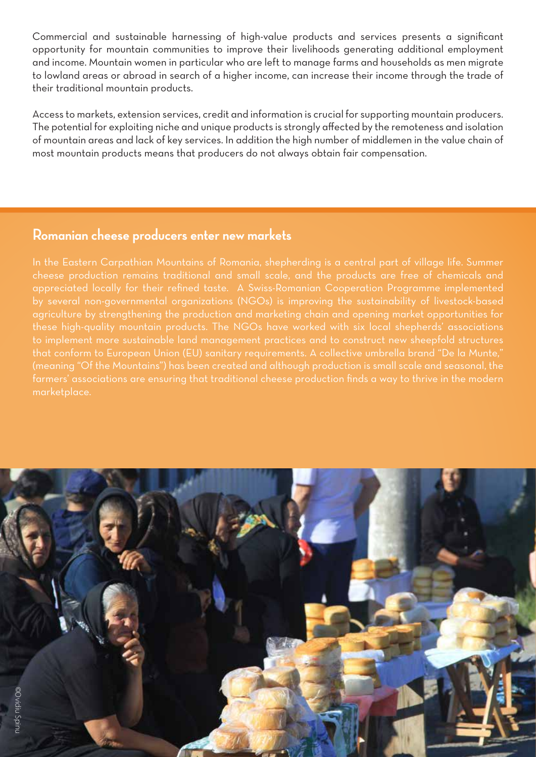Commercial and sustainable harnessing of high-value products and services presents a significant opportunity for mountain communities to improve their livelihoods generating additional employment and income. Mountain women in particular who are left to manage farms and households as men migrate to lowland areas or abroad in search of a higher income, can increase their income through the trade of their traditional mountain products.

Access to markets, extension services, credit and information is crucial for supporting mountain producers. The potential for exploiting niche and unique products is strongly affected by the remoteness and isolation of mountain areas and lack of key services. In addition the high number of middlemen in the value chain of most mountain products means that producers do not always obtain fair compensation.

## Romanian cheese producers enter new markets

In the Eastern Carpathian Mountains of Romania, shepherding is a central part of village life. Summer cheese production remains traditional and small scale, and the products are free of chemicals and appreciated locally for their refined taste. A Swiss-Romanian Cooperation Programme implemented by several non-governmental organizations (NGOs) is improving the sustainability of livestock-based agriculture by strengthening the production and marketing chain and opening market opportunities for these high-quality mountain products. The NGOs have worked with six local shepherds' associations to implement more sustainable land management practices and to construct new sheepfold structures that conform to European Union (EU) sanitary requirements. A collective umbrella brand "De la Munte," (meaning "Of the Mountains") has been created and although production is small scale and seasonal, the farmers' associations are ensuring that traditional cheese production finds a way to thrive in the modern marketplace.

©Ovidiu Sprinu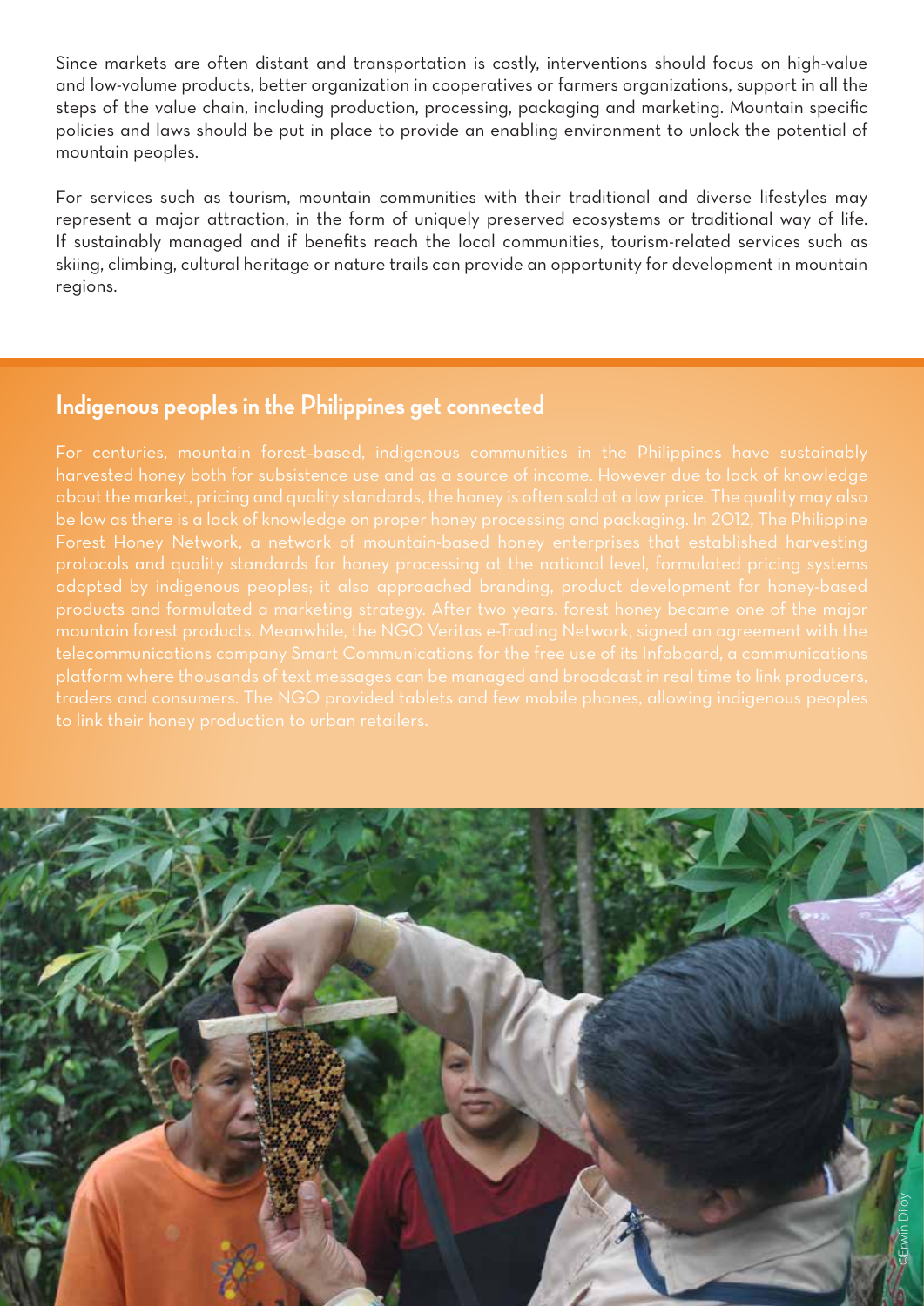Since markets are often distant and transportation is costly, interventions should focus on high-value and low-volume products, better organization in cooperatives or farmers organizations, support in all the steps of the value chain, including production, processing, packaging and marketing. Mountain specific policies and laws should be put in place to provide an enabling environment to unlock the potential of mountain peoples.

For services such as tourism, mountain communities with their traditional and diverse lifestyles may represent a major attraction, in the form of uniquely preserved ecosystems or traditional way of life. If sustainably managed and if benefits reach the local communities, tourism-related services such as skiing, climbing, cultural heritage or nature trails can provide an opportunity for development in mountain regions.

## Indigenous peoples in the Philippines get connected

For centuries, mountain forest-based, indigenous communities in the Philippines have sustainably harvested honey both for subsistence use and as a source of income. However due to lack of knowledge about the market, pricing and quality standards, the honey is often sold at a low price. The quality may also be low as there is a lack of knowledge on proper honey processing and packaging. In 2012, The Philippine Forest Honey Network, a network of mountain-based honey enterprises that established harvesting protocols and quality standards for honey processing at the national level, formulated pricing systems adopted by indigenous peoples; it also approached branding, product development for honey-based products and formulated a marketing strategy. After two years, forest honey became one of the major mountain forest products. Meanwhile, the NGO Veritas e-Trading Network, signed an agreement with the telecommunications company Smart Communications for the free use of its Infoboard, a communications platform where thousands of text messages can be managed and broadcast in real time to link producers, traders and consumers. The NGO provided tablets and few mobile phones, allowing indigenous peoples to link their honey production to urban retailers.

©Erwin Diloy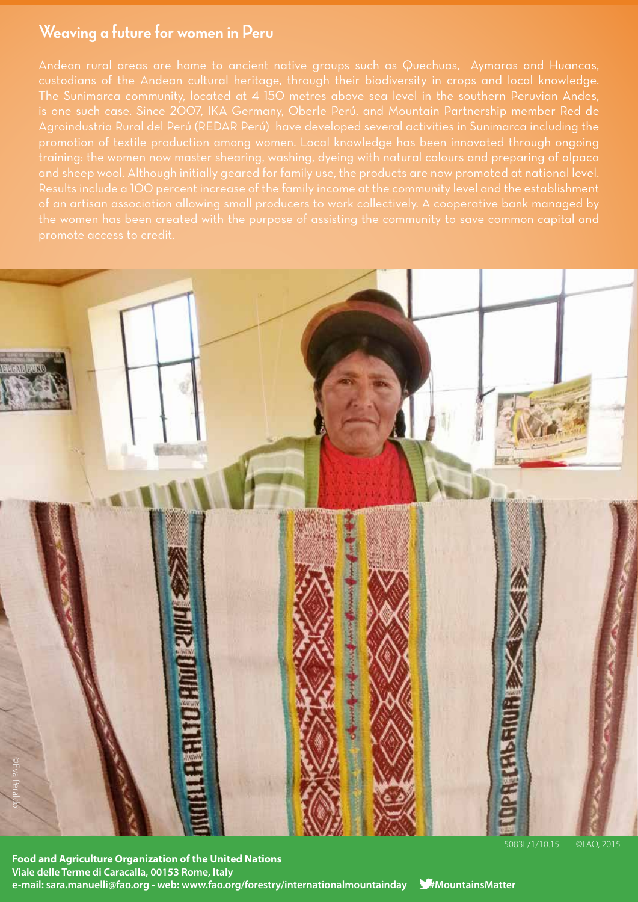## Weaving a future for women in Peru

Andean rural areas are home to ancient native groups such as Quechuas, Aymaras and Huancas, custodians of the Andean cultural heritage, through their biodiversity in crops and local knowledge. The Sunimarca community, located at 4 150 metres above sea level in the southern Peruvian Andes, is one such case. Since 2007, IKA Germany, Oberle Perú, and Mountain Partnership member Red de Agroindustria Rural del Perú (REDAR Perú) have developed several activities in Sunimarca including the promotion of textile production among women. Local knowledge has been innovated through ongoing training: the women now master shearing, washing, dyeing with natural colours and preparing of alpaca and sheep wool. Although initially geared for family use, the products are now promoted at national level. Results include a 100 percent increase of the family income at the community level and the establishment of an artisan association allowing small producers to work collectively. A cooperative bank managed by the women has been created with the purpose of assisting the community to save common capital and promote access to credit.

©Eva Peralta

I5083E/1/10.15 ©FAO, 2015

**Food and Agriculture Organization of the United Nations**
**Viale delle Terme di Caracalla, 00153 Rome, Italy**
**e-mail: sara.manuelli@fao.org - web: www.fao.org/forestry/internationalmountainday** **#MountainsMatter**